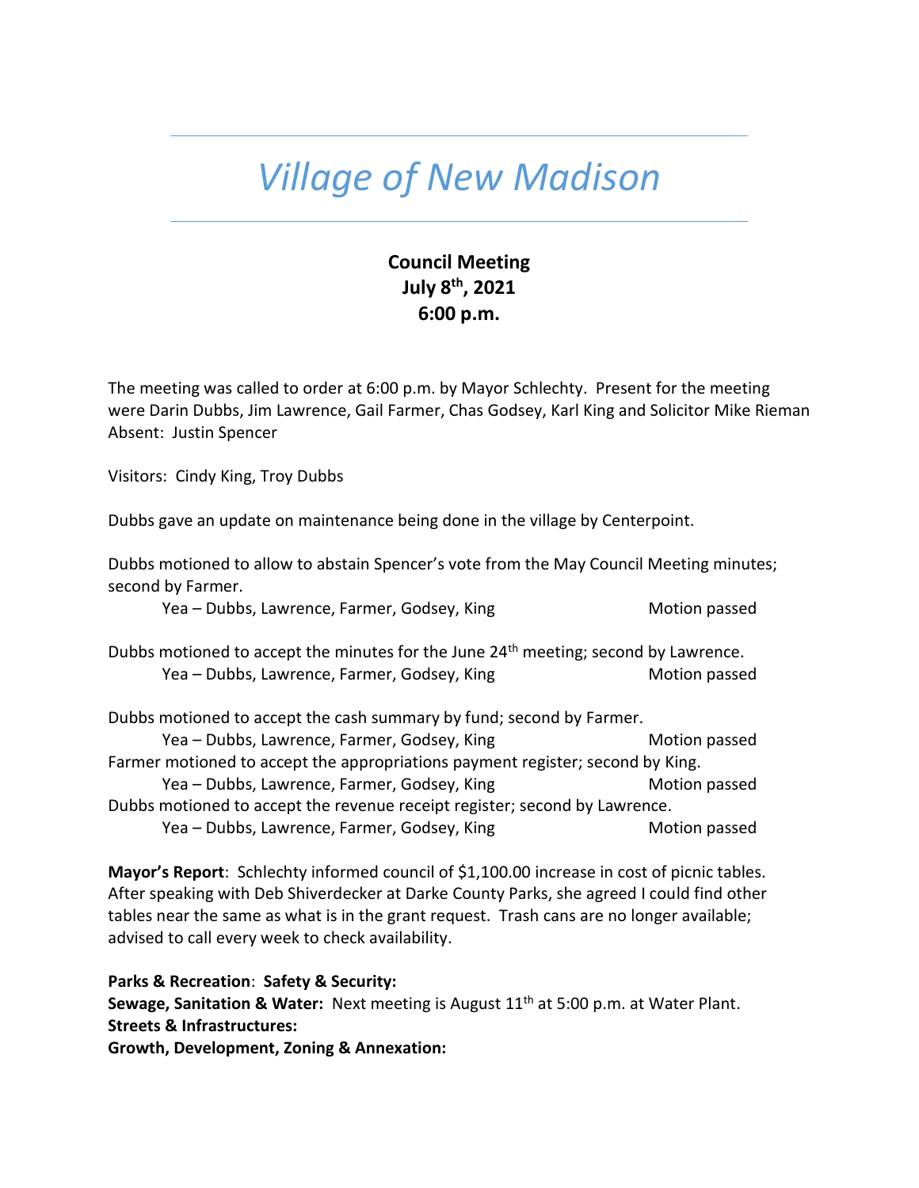# *Village of New Madison*

**Council Meeting**
**July 8th, 2021**
**6:00 p.m.**

The meeting was called to order at 6:00 p.m. by Mayor Schlechty. Present for the meeting were Darin Dubbs, Jim Lawrence, Gail Farmer, Chas Godsey, Karl King and Solicitor Mike Rieman
Absent: Justin Spencer

Visitors: Cindy King, Troy Dubbs

Dubbs gave an update on maintenance being done in the village by Centerpoint.

Dubbs motioned to allow to abstain Spencer's vote from the May Council Meeting minutes; second by Farmer.
Yea – Dubbs, Lawrence, Farmer, Godsey, King Motion passed

Dubbs motioned to accept the minutes for the June 24th meeting; second by Lawrence.
Yea – Dubbs, Lawrence, Farmer, Godsey, King Motion passed

Dubbs motioned to accept the cash summary by fund; second by Farmer.
Yea – Dubbs, Lawrence, Farmer, Godsey, King Motion passed
Farmer motioned to accept the appropriations payment register; second by King.
Yea – Dubbs, Lawrence, Farmer, Godsey, King Motion passed
Dubbs motioned to accept the revenue receipt register; second by Lawrence.
Yea – Dubbs, Lawrence, Farmer, Godsey, King Motion passed

**Mayor's Report**: Schlechty informed council of $1,100.00 increase in cost of picnic tables. After speaking with Deb Shiverdecker at Darke County Parks, she agreed I could find other tables near the same as what is in the grant request. Trash cans are no longer available; advised to call every week to check availability.

**Parks & Recreation**: **Safety & Security:**
**Sewage, Sanitation & Water:** Next meeting is August 11th at 5:00 p.m. at Water Plant.
**Streets & Infrastructures:**
**Growth, Development, Zoning & Annexation:**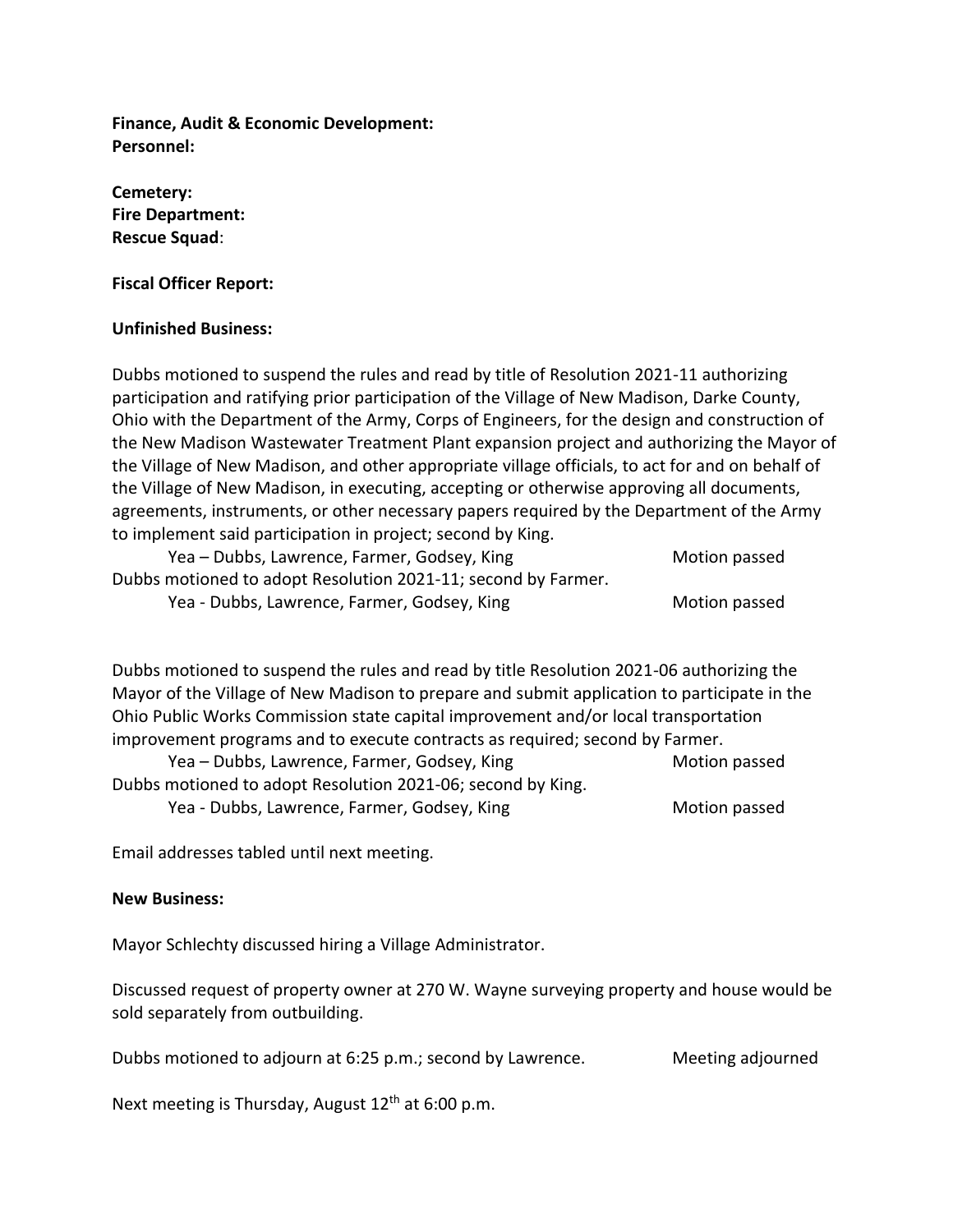**Finance, Audit & Economic Development:**
**Personnel:**

**Cemetery:**
**Fire Department:**
**Rescue Squad**:

**Fiscal Officer Report:**

**Unfinished Business:**

Dubbs motioned to suspend the rules and read by title of Resolution 2021-11 authorizing participation and ratifying prior participation of the Village of New Madison, Darke County, Ohio with the Department of the Army, Corps of Engineers, for the design and construction of the New Madison Wastewater Treatment Plant expansion project and authorizing the Mayor of the Village of New Madison, and other appropriate village officials, to act for and on behalf of the Village of New Madison, in executing, accepting or otherwise approving all documents, agreements, instruments, or other necessary papers required by the Department of the Army to implement said participation in project; second by King.

Yea – Dubbs, Lawrence, Farmer, Godsey, King — Motion passed

Dubbs motioned to adopt Resolution 2021-11; second by Farmer.

Yea - Dubbs, Lawrence, Farmer, Godsey, King — Motion passed

Dubbs motioned to suspend the rules and read by title Resolution 2021-06 authorizing the Mayor of the Village of New Madison to prepare and submit application to participate in the Ohio Public Works Commission state capital improvement and/or local transportation improvement programs and to execute contracts as required; second by Farmer.

Yea – Dubbs, Lawrence, Farmer, Godsey, King — Motion passed

Dubbs motioned to adopt Resolution 2021-06; second by King.

Yea - Dubbs, Lawrence, Farmer, Godsey, King — Motion passed

Email addresses tabled until next meeting.

**New Business:**

Mayor Schlechty discussed hiring a Village Administrator.

Discussed request of property owner at 270 W. Wayne surveying property and house would be sold separately from outbuilding.

Dubbs motioned to adjourn at 6:25 p.m.; second by Lawrence. — Meeting adjourned

Next meeting is Thursday, August 12th at 6:00 p.m.